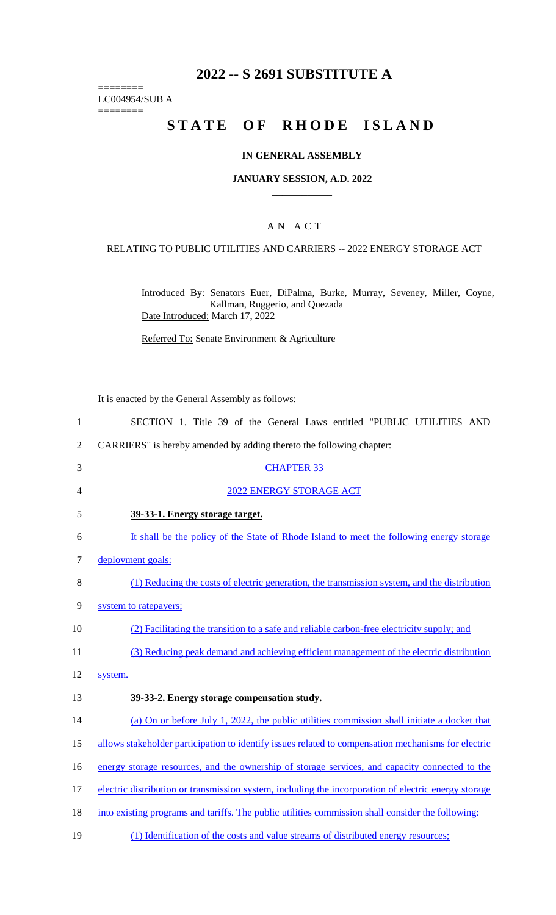# 2022 -- S 2691 SUBSTITUTE A

========
LC004954/SUB A
========

# STATE OF RHODE ISLAND

## IN GENERAL ASSEMBLY

## JANUARY SESSION, A.D. 2022

## A N A C T

RELATING TO PUBLIC UTILITIES AND CARRIERS -- 2022 ENERGY STORAGE ACT

Introduced By: Senators Euer, DiPalma, Burke, Murray, Seveney, Miller, Coyne, Kallman, Ruggerio, and Quezada
Date Introduced: March 17, 2022

Referred To: Senate Environment & Agriculture

It is enacted by the General Assembly as follows:

1 SECTION 1. Title 39 of the General Laws entitled "PUBLIC UTILITIES AND
2 CARRIERS" is hereby amended by adding thereto the following chapter:

3 CHAPTER 33

4 2022 ENERGY STORAGE ACT

5 **39-33-1. Energy storage target.**

6 It shall be the policy of the State of Rhode Island to meet the following energy storage
7 deployment goals:

8 (1) Reducing the costs of electric generation, the transmission system, and the distribution
9 system to ratepayers;

10 (2) Facilitating the transition to a safe and reliable carbon-free electricity supply; and

11 (3) Reducing peak demand and achieving efficient management of the electric distribution
12 system.

13 **39-33-2. Energy storage compensation study.**

14 (a) On or before July 1, 2022, the public utilities commission shall initiate a docket that
15 allows stakeholder participation to identify issues related to compensation mechanisms for electric
16 energy storage resources, and the ownership of storage services, and capacity connected to the
17 electric distribution or transmission system, including the incorporation of electric energy storage
18 into existing programs and tariffs. The public utilities commission shall consider the following:

19 (1) Identification of the costs and value streams of distributed energy resources;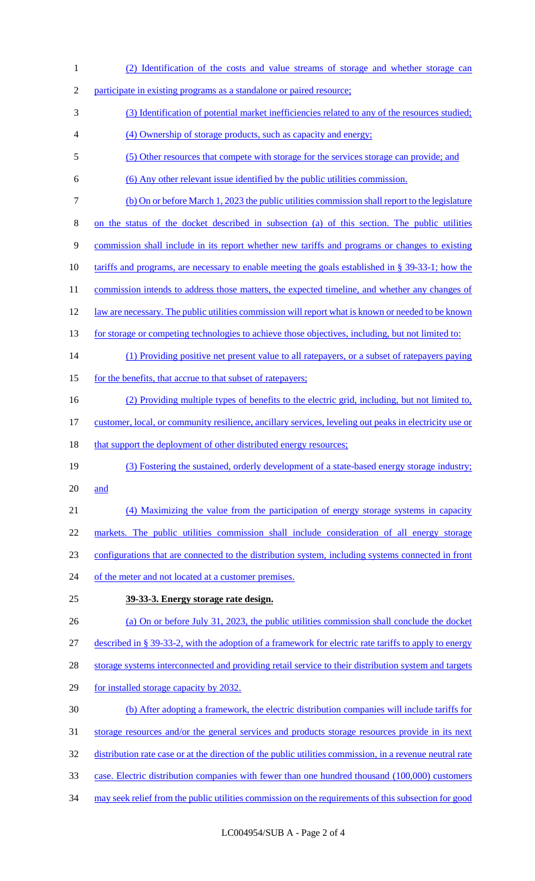(2) Identification of the costs and value streams of storage and whether storage can participate in existing programs as a standalone or paired resource;

(3) Identification of potential market inefficiencies related to any of the resources studied;

(4) Ownership of storage products, such as capacity and energy;

(5) Other resources that compete with storage for the services storage can provide; and

(6) Any other relevant issue identified by the public utilities commission.

(b) On or before March 1, 2023 the public utilities commission shall report to the legislature on the status of the docket described in subsection (a) of this section. The public utilities commission shall include in its report whether new tariffs and programs or changes to existing tariffs and programs, are necessary to enable meeting the goals established in § 39-33-1; how the commission intends to address those matters, the expected timeline, and whether any changes of law are necessary. The public utilities commission will report what is known or needed to be known for storage or competing technologies to achieve those objectives, including, but not limited to:

(1) Providing positive net present value to all ratepayers, or a subset of ratepayers paying for the benefits, that accrue to that subset of ratepayers;

(2) Providing multiple types of benefits to the electric grid, including, but not limited to, customer, local, or community resilience, ancillary services, leveling out peaks in electricity use or that support the deployment of other distributed energy resources;

(3) Fostering the sustained, orderly development of a state-based energy storage industry; and

(4) Maximizing the value from the participation of energy storage systems in capacity markets. The public utilities commission shall include consideration of all energy storage configurations that are connected to the distribution system, including systems connected in front of the meter and not located at a customer premises.

**39-33-3. Energy storage rate design.**

(a) On or before July 31, 2023, the public utilities commission shall conclude the docket described in § 39-33-2, with the adoption of a framework for electric rate tariffs to apply to energy storage systems interconnected and providing retail service to their distribution system and targets for installed storage capacity by 2032.

(b) After adopting a framework, the electric distribution companies will include tariffs for storage resources and/or the general services and products storage resources provide in its next distribution rate case or at the direction of the public utilities commission, in a revenue neutral rate case. Electric distribution companies with fewer than one hundred thousand (100,000) customers may seek relief from the public utilities commission on the requirements of this subsection for good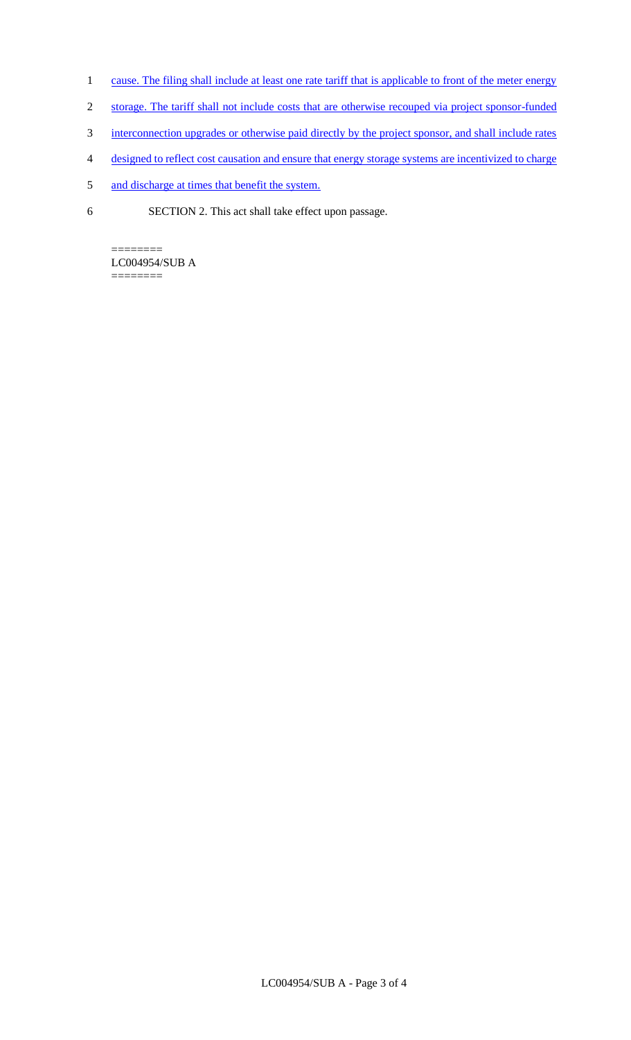cause. The filing shall include at least one rate tariff that is applicable to front of the meter energy storage. The tariff shall not include costs that are otherwise recouped via project sponsor-funded interconnection upgrades or otherwise paid directly by the project sponsor, and shall include rates designed to reflect cost causation and ensure that energy storage systems are incentivized to charge and discharge at times that benefit the system.

SECTION 2. This act shall take effect upon passage.

========
LC004954/SUB A
========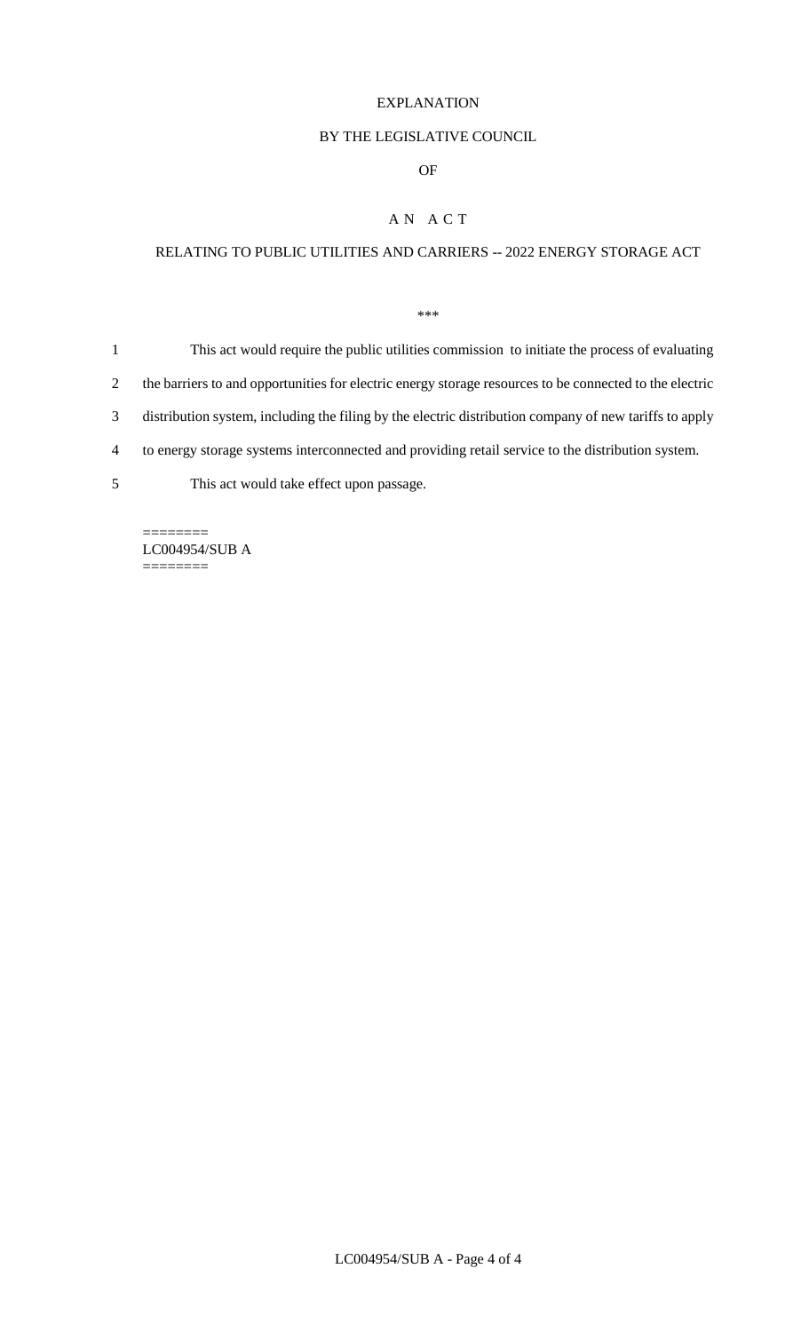EXPLANATION

BY THE LEGISLATIVE COUNCIL

OF

# A N A C T

RELATING TO PUBLIC UTILITIES AND CARRIERS -- 2022 ENERGY STORAGE ACT

\*\*\*

1 This act would require the public utilities commission to initiate the process of evaluating
2 the barriers to and opportunities for electric energy storage resources to be connected to the electric
3 distribution system, including the filing by the electric distribution company of new tariffs to apply
4 to energy storage systems interconnected and providing retail service to the distribution system.
5 This act would take effect upon passage.

========
LC004954/SUB A
========